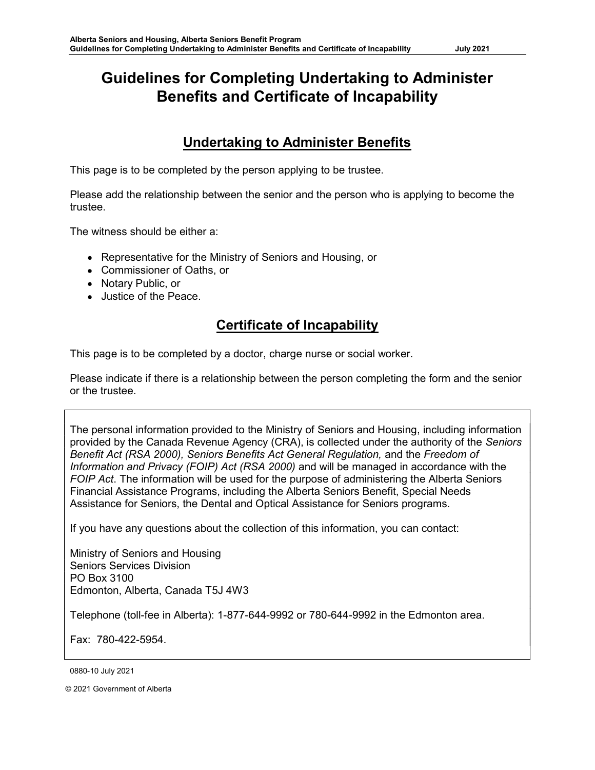# Guidelines for Completing Undertaking to Administer Benefits and Certificate of Incapability

## Undertaking to Administer Benefits

This page is to be completed by the person applying to be trustee.

Please add the relationship between the senior and the person who is applying to become the trustee.

The witness should be either a:

- Representative for the Ministry of Seniors and Housing, or
- Commissioner of Oaths, or
- Notary Public, or
- Justice of the Peace.

## Certificate of Incapability

This page is to be completed by a doctor, charge nurse or social worker.

Please indicate if there is a relationship between the person completing the form and the senior or the trustee.

The personal information provided to the Ministry of Seniors and Housing, including information provided by the Canada Revenue Agency (CRA), is collected under the authority of the *Seniors Benefit Act (RSA 2000), Seniors Benefits Act General Regulation,* and the *Freedom of Information and Privacy (FOIP) Act (RSA 2000)* and will be managed in accordance with the *FOIP Act*. The information will be used for the purpose of administering the Alberta Seniors Financial Assistance Programs, including the Alberta Seniors Benefit, Special Needs Assistance for Seniors, the Dental and Optical Assistance for Seniors programs.

If you have any questions about the collection of this information, you can contact:

Ministry of Seniors and Housing
Seniors Services Division
PO Box 3100
Edmonton, Alberta, Canada T5J 4W3

Telephone (toll-fee in Alberta): 1-877-644-9992 or 780-644-9992 in the Edmonton area.

Fax: 780-422-5954.

0880-10 July 2021

© 2021 Government of Alberta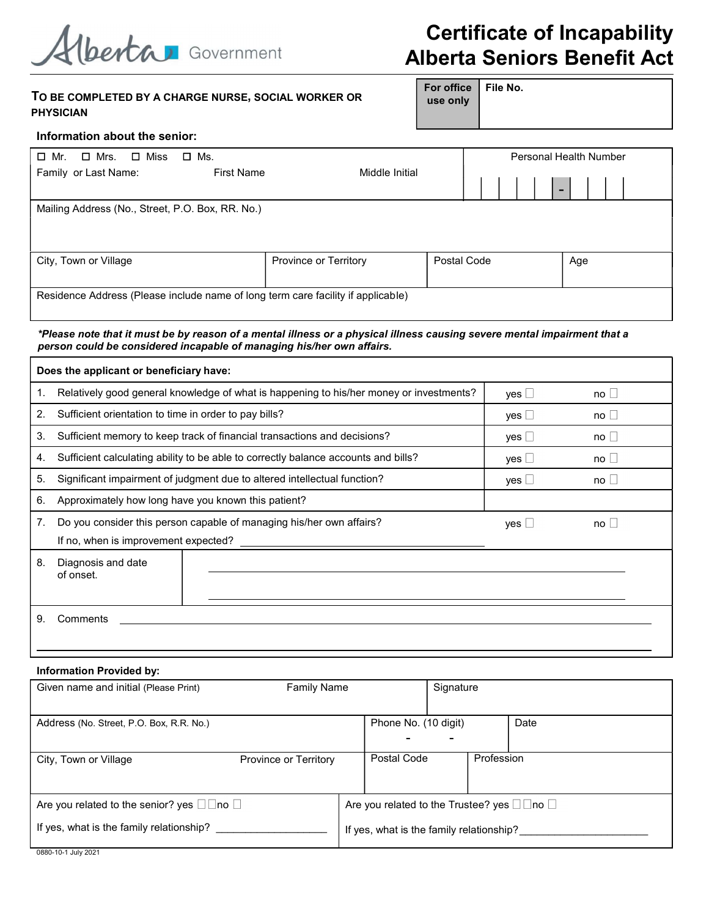# Certificate of Incapability Alberta Seniors Benefit Act

**TO BE COMPLETED BY A CHARGE NURSE, SOCIAL WORKER OR PHYSICIAN**

| For office use only | File No. |
|---|---|
| | |

**Information about the senior:**

| | | | |
|---|---|---|---|
| ☐ Mr. ☐ Mrs. ☐ Miss ☐ Ms.<br>Family or Last Name: First Name Middle Initial | | | Personal Health Number<br>-  |
| Mailing Address (No., Street, P.O. Box, RR. No.) | | | |
| City, Town or Village | Province or Territory | Postal Code | Age |
| Residence Address (Please include name of long term care facility if applicable) | | | |

*\*Please note that it must be by reason of a mental illness or a physical illness causing severe mental impairment that a person could be considered incapable of managing his/her own affairs.*

| Does the applicant or beneficiary have: | | |
|---|---|---|
| 1. Relatively good general knowledge of what is happening to his/her money or investments? | yes ☐ | no ☐ |
| 2. Sufficient orientation to time in order to pay bills? | yes ☐ | no ☐ |
| 3. Sufficient memory to keep track of financial transactions and decisions? | yes ☐ | no ☐ |
| 4. Sufficient calculating ability to be able to correctly balance accounts and bills? | yes ☐ | no ☐ |
| 5. Significant impairment of judgment due to altered intellectual function? | yes ☐ | no ☐ |
| 6. Approximately how long have you known this patient? | | |
| 7. Do you consider this person capable of managing his/her own affairs?<br>If no, when is improvement expected? ______________________ | yes ☐ | no ☐ |
| 8. Diagnosis and date of onset. | | |
| 9. Comments | | |

**Information Provided by:**

| | | | |
|---|---|---|---|
| Given name and initial (Please Print) Family Name | | Signature | |
| Address (No. Street, P.O. Box, R.R. No.) | Phone No. (10 digit)<br>- - | | Date |
| City, Town or Village Province or Territory | Postal Code | Profession | |
| Are you related to the senior? yes ☐ no ☐<br>If yes, what is the family relationship? ____________ | Are you related to the Trustee? yes ☐ no ☐<br>If yes, what is the family relationship? ____________ | | |

0880-10-1 July 2021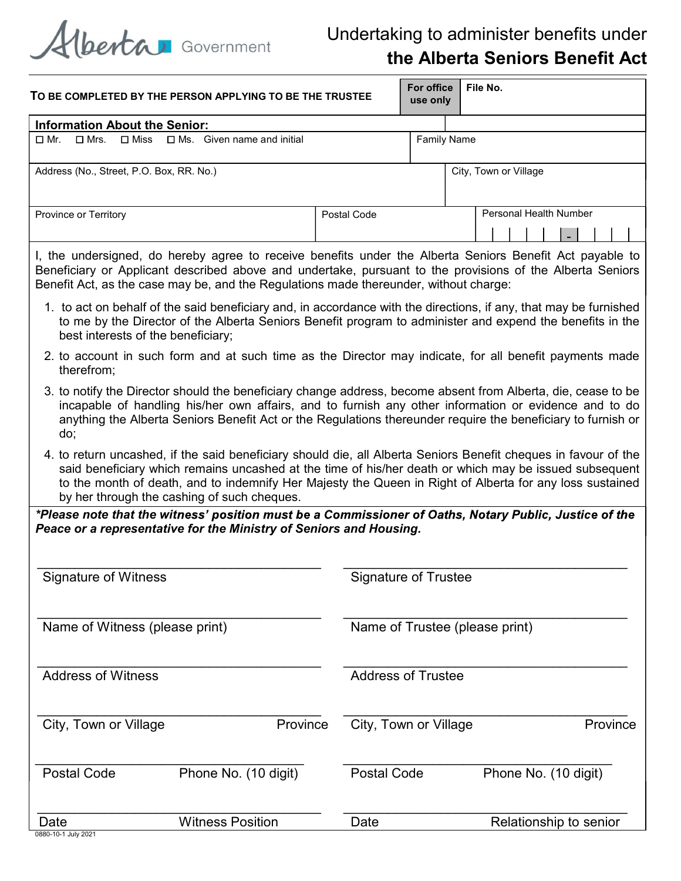# Undertaking to administer benefits under **the Alberta Seniors Benefit Act**

| TO BE COMPLETED BY THE PERSON APPLYING TO BE THE TRUSTEE | For office use only | File No. |
|---|---|---|

**Information About the Senior:**

| | | |
|---|---|---|
| ☐ Mr. ☐ Mrs. ☐ Miss ☐ Ms. Given name and initial | | Family Name |
| Address (No., Street, P.O. Box, RR. No.) | | City, Town or Village |
| Province or Territory | Postal Code | Personal Health Number |

I, the undersigned, do hereby agree to receive benefits under the Alberta Seniors Benefit Act payable to Beneficiary or Applicant described above and undertake, pursuant to the provisions of the Alberta Seniors Benefit Act, as the case may be, and the Regulations made thereunder, without charge:

1. to act on behalf of the said beneficiary and, in accordance with the directions, if any, that may be furnished to me by the Director of the Alberta Seniors Benefit program to administer and expend the benefits in the best interests of the beneficiary;
2. to account in such form and at such time as the Director may indicate, for all benefit payments made therefrom;
3. to notify the Director should the beneficiary change address, become absent from Alberta, die, cease to be incapable of handling his/her own affairs, and to furnish any other information or evidence and to do anything the Alberta Seniors Benefit Act or the Regulations thereunder require the beneficiary to furnish or do;
4. to return uncashed, if the said beneficiary should die, all Alberta Seniors Benefit cheques in favour of the said beneficiary which remains uncashed at the time of his/her death or which may be issued subsequent to the month of death, and to indemnify Her Majesty the Queen in Right of Alberta for any loss sustained by her through the cashing of such cheques.

***Please note that the witness' position must be a Commissioner of Oaths, Notary Public, Justice of the Peace or a representative for the Ministry of Seniors and Housing.***

| | |
|---|---|
| Signature of Witness | Signature of Trustee |
| Name of Witness (please print) | Name of Trustee (please print) |
| Address of Witness | Address of Trustee |
| City, Town or Village Province | City, Town or Village Province |
| Postal Code Phone No. (10 digit) | Postal Code Phone No. (10 digit) |
| Date Witness Position | Date Relationship to senior |

0880-10-1 July 2021